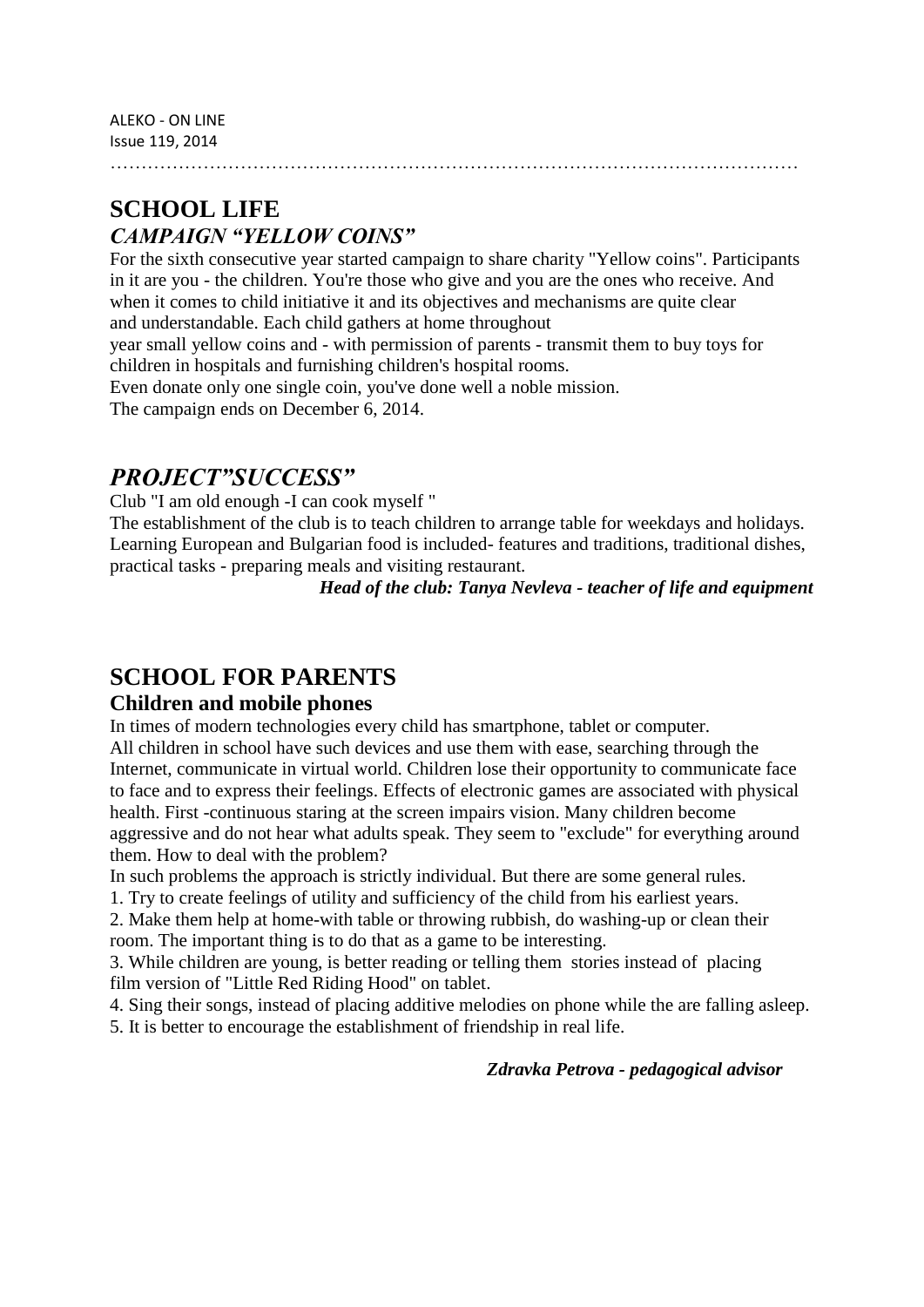ALEKO - ON LINE
Issue 119, 2014

# SCHOOL LIFE

## *CAMPAIGN "YELLOW COINS"*

For the sixth consecutive year started campaign to share charity "Yellow coins". Participants in it are you - the children. You're those who give and you are the ones who receive. And when it comes to child initiative it and its objectives and mechanisms are quite clear and understandable. Each child gathers at home throughout year small yellow coins and - with permission of parents - transmit them to buy toys for children in hospitals and furnishing children's hospital rooms.
Even donate only one single coin, you've done well a noble mission.
The campaign ends on December 6, 2014.

## *PROJECT"SUCCESS"*

Club "I am old enough -I can cook myself "
The establishment of the club is to teach children to arrange table for weekdays and holidays. Learning European and Bulgarian food is included- features and traditions, traditional dishes, practical tasks - preparing meals and visiting restaurant.

***Head of the club: Tanya Nevleva - teacher of life and equipment***

# SCHOOL FOR PARENTS

## Children and mobile phones

In times of modern technologies every child has smartphone, tablet or computer.
All children in school have such devices and use them with ease, searching through the Internet, communicate in virtual world. Children lose their opportunity to communicate face to face and to express their feelings. Effects of electronic games are associated with physical health. First -continuous staring at the screen impairs vision. Many children become aggressive and do not hear what adults speak. They seem to "exclude" for everything around them. How to deal with the problem?
In such problems the approach is strictly individual. But there are some general rules.

1. Try to create feelings of utility and sufficiency of the child from his earliest years.
2. Make them help at home-with table or throwing rubbish, do washing-up or clean their room. The important thing is to do that as a game to be interesting.
3. While children are young, is better reading or telling them stories instead of placing film version of "Little Red Riding Hood" on tablet.
4. Sing their songs, instead of placing additive melodies on phone while the are falling asleep.
5. It is better to encourage the establishment of friendship in real life.

***Zdravka Petrova - pedagogical advisor***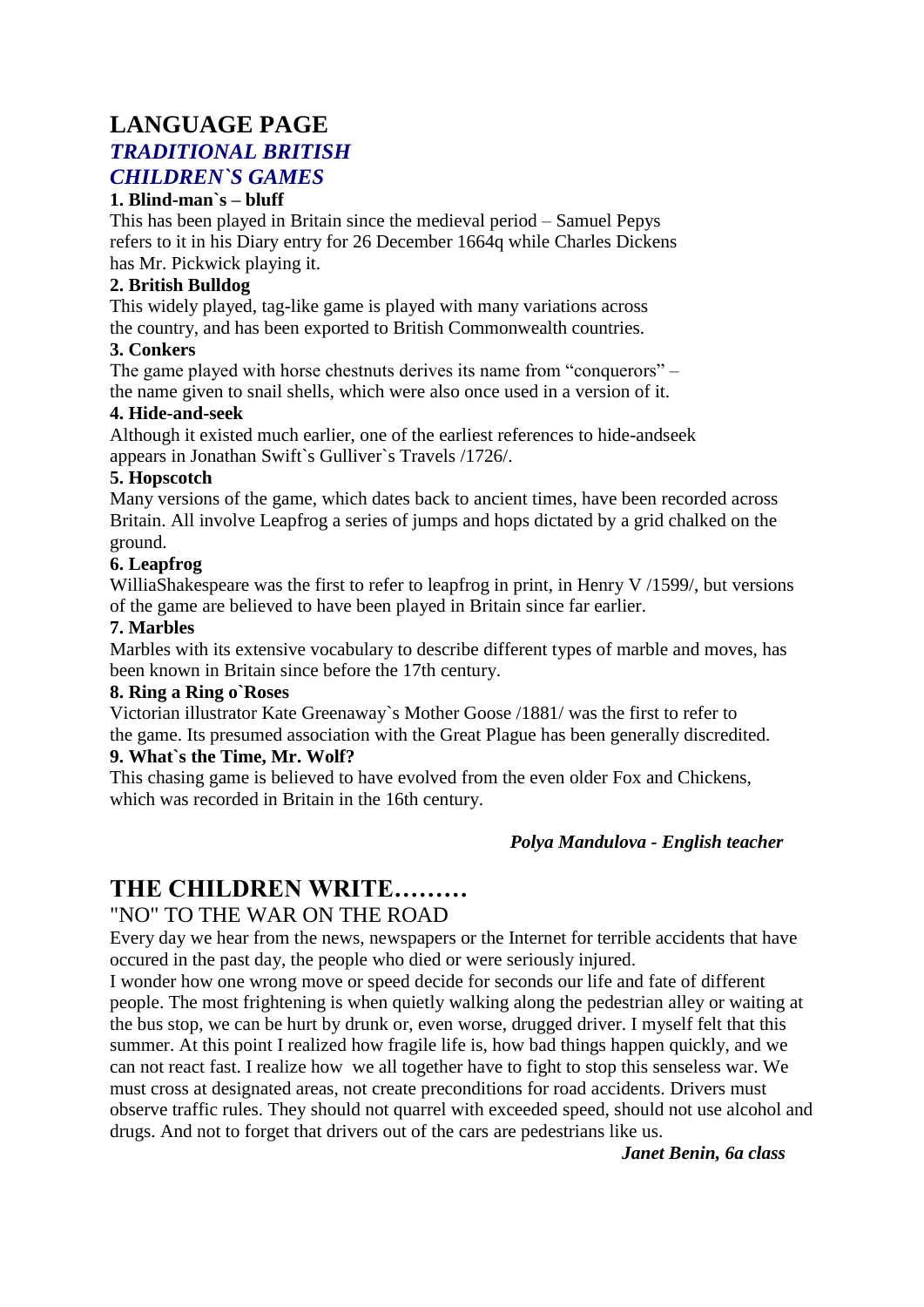# LANGUAGE PAGE

## *TRADITIONAL BRITISH CHILDREN`S GAMES*

**1. Blind-man`s – bluff**

This has been played in Britain since the medieval period – Samuel Pepys refers to it in his Diary entry for 26 December 1664q while Charles Dickens has Mr. Pickwick playing it.

**2. British Bulldog**

This widely played, tag-like game is played with many variations across the country, and has been exported to British Commonwealth countries.

**3. Conkers**

The game played with horse chestnuts derives its name from "conquerors" – the name given to snail shells, which were also once used in a version of it.

**4. Hide-and-seek**

Although it existed much earlier, one of the earliest references to hide-andseek appears in Jonathan Swift`s Gulliver`s Travels /1726/.

**5. Hopscotch**

Many versions of the game, which dates back to ancient times, have been recorded across Britain. All involve Leapfrog a series of jumps and hops dictated by a grid chalked on the ground.

**6. Leapfrog**

WilliaShakespeare was the first to refer to leapfrog in print, in Henry V /1599/, but versions of the game are believed to have been played in Britain since far earlier.

**7. Marbles**

Marbles with its extensive vocabulary to describe different types of marble and moves, has been known in Britain since before the 17th century.

**8. Ring a Ring o`Roses**

Victorian illustrator Kate Greenaway`s Mother Goose /1881/ was the first to refer to the game. Its presumed association with the Great Plague has been generally discredited.

**9. What`s the Time, Mr. Wolf?**

This chasing game is believed to have evolved from the even older Fox and Chickens, which was recorded in Britain in the 16th century.

***Polya Mandulova - English teacher***

# THE CHILDREN WRITE………

## "NO" TO THE WAR ON THE ROAD

Every day we hear from the news, newspapers or the Internet for terrible accidents that have occured in the past day, the people who died or were seriously injured.

I wonder how one wrong move or speed decide for seconds our life and fate of different people. The most frightening is when quietly walking along the pedestrian alley or waiting at the bus stop, we can be hurt by drunk or, even worse, drugged driver. I myself felt that this summer. At this point I realized how fragile life is, how bad things happen quickly, and we can not react fast. I realize how we all together have to fight to stop this senseless war. We must cross at designated areas, not create preconditions for road accidents. Drivers must observe traffic rules. They should not quarrel with exceeded speed, should not use alcohol and drugs. And not to forget that drivers out of the cars are pedestrians like us.

***Janet Benin, 6a class***